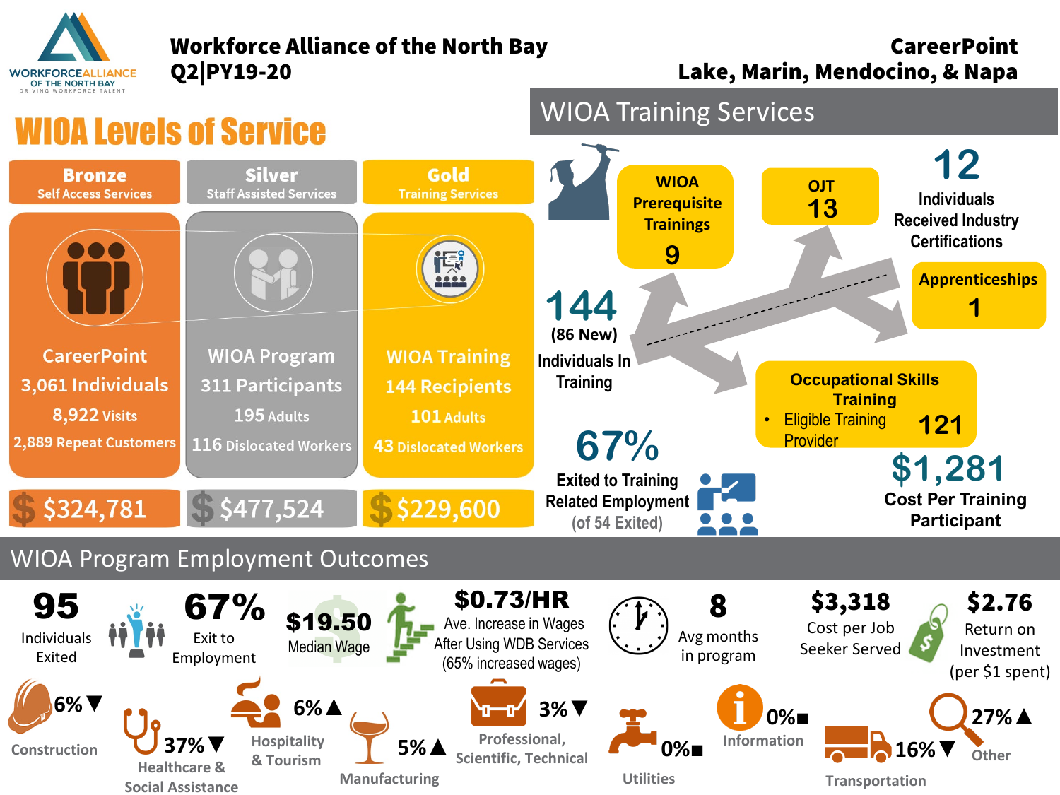# Workforce Alliance of the North Bay
## Q2|PY19-20

**CareerPoint**
**Lake, Marin, Mendocino, & Napa**

## WIOA Levels of Service

| Bronze – Self Access Services | Silver – Staff Assisted Services | Gold – Training Services |
|---|---|---|
| CareerPoint | WIOA Program | WIOA Training |
| 3,061 Individuals | 311 Participants | 144 Recipients |
| 8,922 Visits | 195 Adults | 101 Adults |
| 2,889 Repeat Customers | 116 Dislocated Workers | 43 Dislocated Workers |
| $324,781 | $477,524 | $229,600 |

## WIOA Training Services

**144** (86 New) Individuals In Training

- WIOA Prerequisite Trainings: **9**
- OJT: **13**
- Apprenticeships: **1**
- Occupational Skills Training
  - Eligible Training Provider: **121**

**12** Individuals Received Industry Certifications

**67%** Exited to Training Related Employment (of 54 Exited)

**$1,281** Cost Per Training Participant

## WIOA Program Employment Outcomes

- **95** Individuals Exited
- **67%** Exit to Employment
- **$19.50** Median Wage
- **$0.73/HR** Ave. Increase in Wages After Using WDB Services (65% increased wages)
- **8** Avg months in program
- **$3,318** Cost per Job Seeker Served
- **$2.76** Return on Investment (per $1 spent)

| Industry | Percent |
|---|---|
| Construction | 6%▼ |
| Healthcare & Social Assistance | 37%▼ |
| Hospitality & Tourism | 6%▲ |
| Manufacturing | 5%▲ |
| Professional, Scientific, Technical | 3%▼ |
| Utilities | 0%■ |
| Information | 0%■ |
| Transportation | 16%▼ |
| Other | 27%▲ |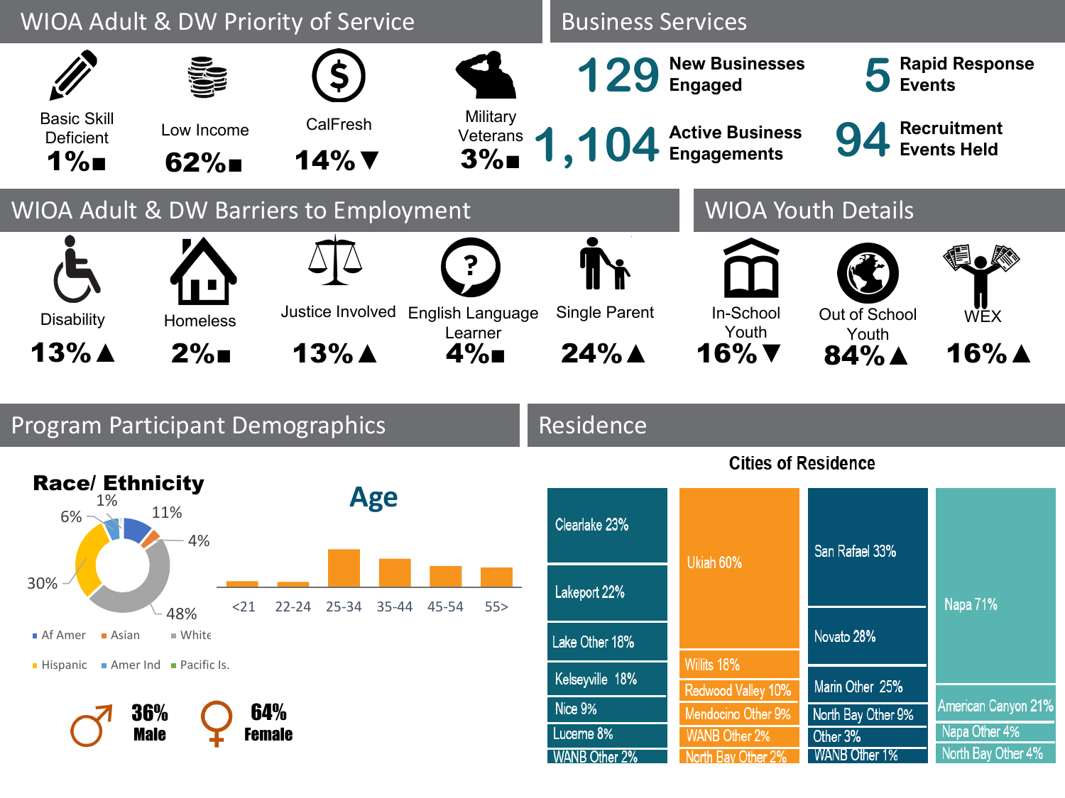## WIOA Adult & DW Priority of Service

| Category | Percentage |
| --- | --- |
| Basic Skill Deficient | 1% ■ |
| Low Income | 62% ■ |
| CalFresh | 14% ▼ |
| Military Veterans | 3% ■ |

## Business Services

- **129** New Businesses Engaged
- **5** Rapid Response Events
- **1,104** Active Business Engagements
- **94** Recruitment Events Held

## WIOA Adult & DW Barriers to Employment

| Barrier | Percentage |
| --- | --- |
| Disability | 13% ▲ |
| Homeless | 2% ■ |
| Justice Involved | 13% ▲ |
| English Language Learner | 4% ■ |
| Single Parent | 24% ▲ |

## WIOA Youth Details

| Category | Percentage |
| --- | --- |
| In-School Youth | 16% ▼ |
| Out of School Youth | 84% ▲ |
| WEX | 16% ▲ |

## Program Participant Demographics

### Race/ Ethnicity

The chart shows the following segments: 11%, 4%, 48%, 30%, 6%, 1%.

Legend: Af Amer, Asian, White, Hispanic, Amer Ind, Pacific Is.

### Age

Age groups: <21, 22-24, 25-34, 35-44, 45-54, 55>

**36% Male**

**64% Female**

## Residence

### Cities of Residence

| Lake | Mendocino | Marin | Napa |
| --- | --- | --- | --- |
| Clearlake 23% | Ukiah 60% | San Rafael 33% | Napa 71% |
| Lakeport 22% | Willits 18% | Novato 28% | American Canyon 21% |
| Lake Other 18% | Redwood Valley 10% | Marin Other 25% | Napa Other 4% |
| Kelseyville 18% | Mendocino Other 9% | North Bay Other 9% | North Bay Other 4% |
| Nice 9% | WANB Other 2% | Other 3% | |
| Lucerne 8% | North Bay Other 2% | WANB Other 1% | |
| WANB Other 2% | | | |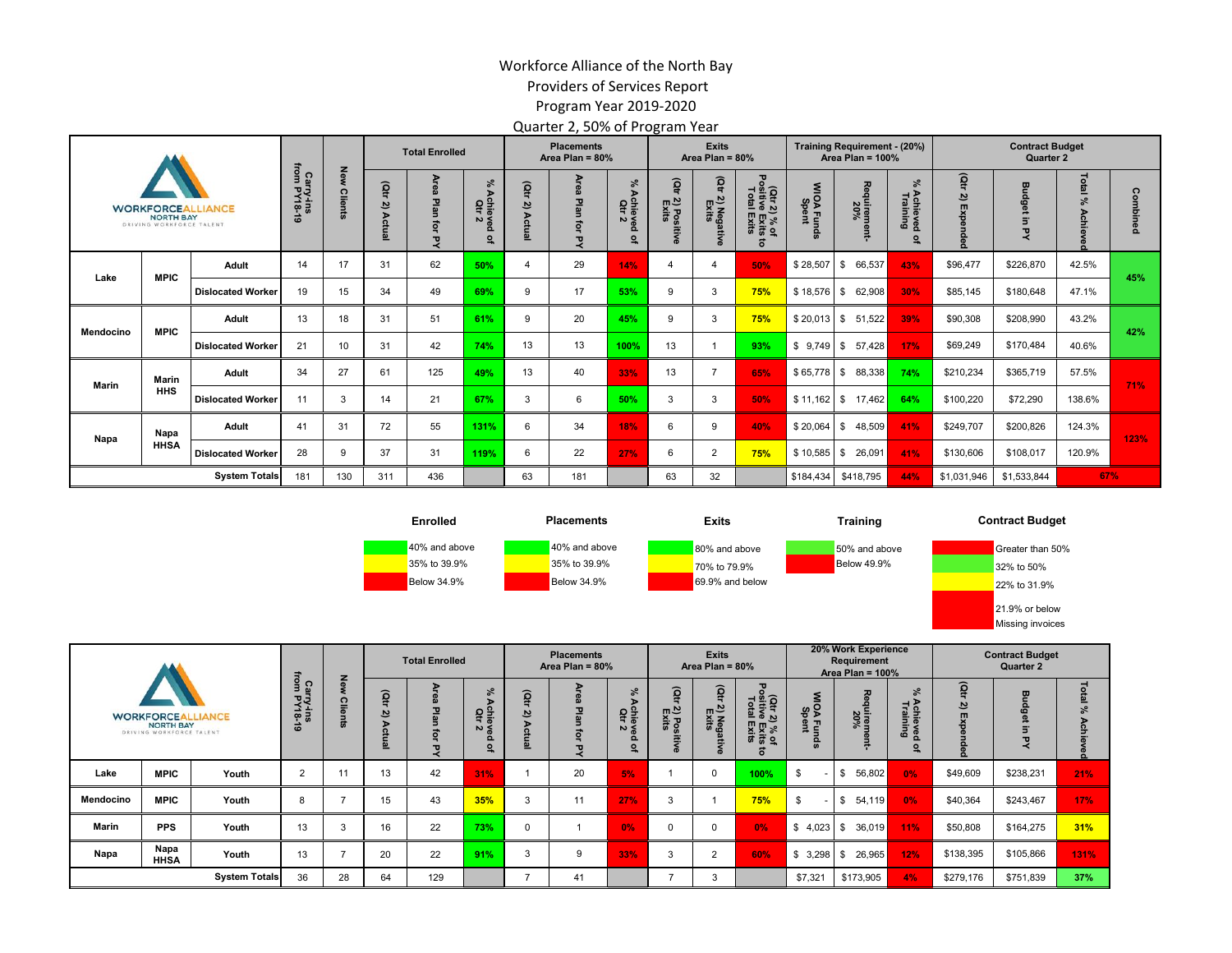Workforce Alliance of the North Bay

Providers of Services Report

Program Year 2019-2020

Quarter 2, 50% of Program Year

| WORKFORCE ALLIANCE NORTH BAY DRIVING WORKFORCE TALENT | | | Carry-ins from PY18-19 | New Clients | Total Enrolled | | | Placements Area Plan = 80% | | | Exits Area Plan = 80% | | | Training Requirement - (20%) Area Plan = 100% | | | Contract Budget Quarter 2 | | | |
|---|---|---|---|---|---|---|---|---|---|---|---|---|---|---|---|---|---|---|---|---|
| | | | | | (Qtr 2) Actual | Area Plan for PY | % Achieved of Qtr 2 | (Qtr 2) Actual | Area Plan for PY | % Achieved of Qtr 2 | (Qtr 2) Positive Exits | (Qtr 2) Negative Exits | (Qtr 2) % of Positive Exits to Total Exits | WIOA Funds Spent | Requirement-20% | % Achieved of Training | (Qtr 2) Expended | Budget in PY | Total % Achieved | Combined |
| Lake | MPIC | Adult | 14 | 17 | 31 | 62 | 50% | 4 | 29 | 14% | 4 | 4 | 50% | $ 28,507 | $ 66,537 | 43% | $96,477 | $226,870 | 42.5% | 45% |
| | | Dislocated Worker | 19 | 15 | 34 | 49 | 69% | 9 | 17 | 53% | 9 | 3 | 75% | $ 18,576 | $ 62,908 | 30% | $85,145 | $180,648 | 47.1% | |
| Mendocino | MPIC | Adult | 13 | 18 | 31 | 51 | 61% | 9 | 20 | 45% | 9 | 3 | 75% | $ 20,013 | $ 51,522 | 39% | $90,308 | $208,990 | 43.2% | 42% |
| | | Dislocated Worker | 21 | 10 | 31 | 42 | 74% | 13 | 13 | 100% | 13 | 1 | 93% | $ 9,749 | $ 57,428 | 17% | $69,249 | $170,484 | 40.6% | |
| Marin | Marin HHS | Adult | 34 | 27 | 61 | 125 | 49% | 13 | 40 | 33% | 13 | 7 | 65% | $ 65,778 | $ 88,338 | 74% | $210,234 | $365,719 | 57.5% | 71% |
| | | Dislocated Worker | 11 | 3 | 14 | 21 | 67% | 3 | 6 | 50% | 3 | 3 | 50% | $ 11,162 | $ 17,462 | 64% | $100,220 | $72,290 | 138.6% | |
| Napa | Napa HHSA | Adult | 41 | 31 | 72 | 55 | 131% | 6 | 34 | 18% | 6 | 9 | 40% | $ 20,064 | $ 48,509 | 41% | $249,707 | $200,826 | 124.3% | 123% |
| | | Dislocated Worker | 28 | 9 | 37 | 31 | 119% | 6 | 22 | 27% | 6 | 2 | 75% | $ 10,585 | $ 26,091 | 41% | $130,606 | $108,017 | 120.9% | |
| System Totals | | | 181 | 130 | 311 | 436 | | 63 | 181 | | 63 | 32 | | $184,434 | $418,795 | 44% | $1,031,946 | $1,533,844 | 67% | |

| Enrolled | Placements | Exits | Training | Contract Budget |
|---|---|---|---|---|
| 40% and above | 40% and above | 80% and above | 50% and above | Greater than 50% |
| 35% to 39.9% | 35% to 39.9% | 70% to 79.9% | Below 49.9% | 32% to 50% |
| Below 34.9% | Below 34.9% | 69.9% and below | | 22% to 31.9% |
| | | | | 21.9% or below Missing invoices |

| WORKFORCE ALLIANCE NORTH BAY DRIVING WORKFORCE TALENT | | | Carry-ins from PY18-19 | New Clients | Total Enrolled | | | Placements Area Plan = 80% | | | Exits Area Plan = 80% | | | 20% Work Experience Requirement Area Plan = 100% | | | Contract Budget Quarter 2 | | |
|---|---|---|---|---|---|---|---|---|---|---|---|---|---|---|---|---|---|---|---|
| | | | | | (Qtr 2) Actual | Area Plan for PY | % Achieved of Qtr 2 | (Qtr 2) Actual | Area Plan for PY | % Achieved of Qtr 2 | (Qtr 2) Positive Exits | (Qtr 2) Negative Exits | (Qtr 2) % of Positive Exits to Total Exits | WIOA Funds Spent | Requirement-20% | % Achieved of Training | (Qtr 2) Expended | Budget in PY | Total % Achieved |
| Lake | MPIC | Youth | 2 | 11 | 13 | 42 | 31% | 1 | 20 | 5% | 1 | 0 | 100% | $ - | $ 56,802 | 0% | $49,609 | $238,231 | 21% |
| Mendocino | MPIC | Youth | 8 | 7 | 15 | 43 | 35% | 3 | 11 | 27% | 3 | 1 | 75% | $ - | $ 54,119 | 0% | $40,364 | $243,467 | 17% |
| Marin | PPS | Youth | 13 | 3 | 16 | 22 | 73% | 0 | 1 | 0% | 0 | 0 | 0% | $ 4,023 | $ 36,019 | 11% | $50,808 | $164,275 | 31% |
| Napa | Napa HHSA | Youth | 13 | 7 | 20 | 22 | 91% | 3 | 9 | 33% | 3 | 2 | 60% | $ 3,298 | $ 26,965 | 12% | $138,395 | $105,866 | 131% |
| System Totals | | | 36 | 28 | 64 | 129 | | 7 | 41 | | 7 | 3 | | $7,321 | $173,905 | 4% | $279,176 | $751,839 | 37% |